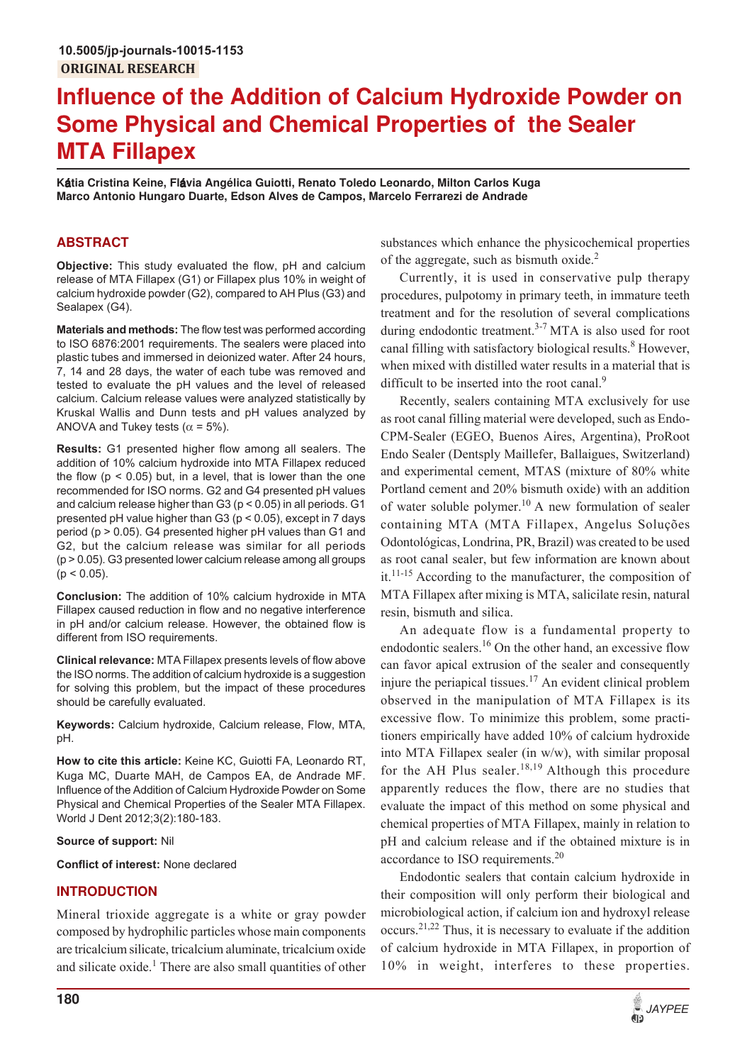10.5005/jp-journals-10015-1153

ORIGINAL RESEARCH

# Influence of the Addition of Calcium Hydroxide Powder on Some Physical and Chemical Properties of the Sealer MTA Fillapex

**Kátia Cristina Keine, Flávia Angélica Guiotti, Renato Toledo Leonardo, Milton Carlos Kuga Marco Antonio Hungaro Duarte, Edson Alves de Campos, Marcelo Ferrarezi de Andrade**

## ABSTRACT

**Objective:** This study evaluated the flow, pH and calcium release of MTA Fillapex (G1) or Fillapex plus 10% in weight of calcium hydroxide powder (G2), compared to AH Plus (G3) and Sealapex (G4).

**Materials and methods:** The flow test was performed according to ISO 6876:2001 requirements. The sealers were placed into plastic tubes and immersed in deionized water. After 24 hours, 7, 14 and 28 days, the water of each tube was removed and tested to evaluate the pH values and the level of released calcium. Calcium release values were analyzed statistically by Kruskal Wallis and Dunn tests and pH values analyzed by ANOVA and Tukey tests ($\alpha = 5\%$).

**Results:** G1 presented higher flow among all sealers. The addition of 10% calcium hydroxide into MTA Fillapex reduced the flow ($p < 0.05$) but, in a level, that is lower than the one recommended for ISO norms. G2 and G4 presented pH values and calcium release higher than G3 ($p < 0.05$) in all periods. G1 presented pH value higher than G3 ($p < 0.05$), except in 7 days period ($p > 0.05$). G4 presented higher pH values than G1 and G2, but the calcium release was similar for all periods ($p > 0.05$). G3 presented lower calcium release among all groups ($p < 0.05$).

**Conclusion:** The addition of 10% calcium hydroxide in MTA Fillapex caused reduction in flow and no negative interference in pH and/or calcium release. However, the obtained flow is different from ISO requirements.

**Clinical relevance:** MTA Fillapex presents levels of flow above the ISO norms. The addition of calcium hydroxide is a suggestion for solving this problem, but the impact of these procedures should be carefully evaluated.

**Keywords:** Calcium hydroxide, Calcium release, Flow, MTA, pH.

**How to cite this article:** Keine KC, Guiotti FA, Leonardo RT, Kuga MC, Duarte MAH, de Campos EA, de Andrade MF. Influence of the Addition of Calcium Hydroxide Powder on Some Physical and Chemical Properties of the Sealer MTA Fillapex. World J Dent 2012;3(2):180-183.

**Source of support:** Nil

**Conflict of interest:** None declared

## INTRODUCTION

Mineral trioxide aggregate is a white or gray powder composed by hydrophilic particles whose main components are tricalcium silicate, tricalcium aluminate, tricalcium oxide and silicate oxide.[1] There are also small quantities of other substances which enhance the physicochemical properties of the aggregate, such as bismuth oxide.[2]

Currently, it is used in conservative pulp therapy procedures, pulpotomy in primary teeth, in immature teeth treatment and for the resolution of several complications during endodontic treatment.[3-7] MTA is also used for root canal filling with satisfactory biological results.[8] However, when mixed with distilled water results in a material that is difficult to be inserted into the root canal.[9]

Recently, sealers containing MTA exclusively for use as root canal filling material were developed, such as Endo-CPM-Sealer (EGEO, Buenos Aires, Argentina), ProRoot Endo Sealer (Dentsply Maillefer, Ballaigues, Switzerland) and experimental cement, MTAS (mixture of 80% white Portland cement and 20% bismuth oxide) with an addition of water soluble polymer.[10] A new formulation of sealer containing MTA (MTA Fillapex, Angelus Soluções Odontológicas, Londrina, PR, Brazil) was created to be used as root canal sealer, but few information are known about it.[11-15] According to the manufacturer, the composition of MTA Fillapex after mixing is MTA, salicilate resin, natural resin, bismuth and silica.

An adequate flow is a fundamental property to endodontic sealers.[16] On the other hand, an excessive flow can favor apical extrusion of the sealer and consequently injure the periapical tissues.[17] An evident clinical problem observed in the manipulation of MTA Fillapex is its excessive flow. To minimize this problem, some practitioners empirically have added 10% of calcium hydroxide into MTA Fillapex sealer (in w/w), with similar proposal for the AH Plus sealer.[18,19] Although this procedure apparently reduces the flow, there are no studies that evaluate the impact of this method on some physical and chemical properties of MTA Fillapex, mainly in relation to pH and calcium release and if the obtained mixture is in accordance to ISO requirements.[20]

Endodontic sealers that contain calcium hydroxide in their composition will only perform their biological and microbiological action, if calcium ion and hydroxyl release occurs.[21,22] Thus, it is necessary to evaluate if the addition of calcium hydroxide in MTA Fillapex, in proportion of 10% in weight, interferes to these properties.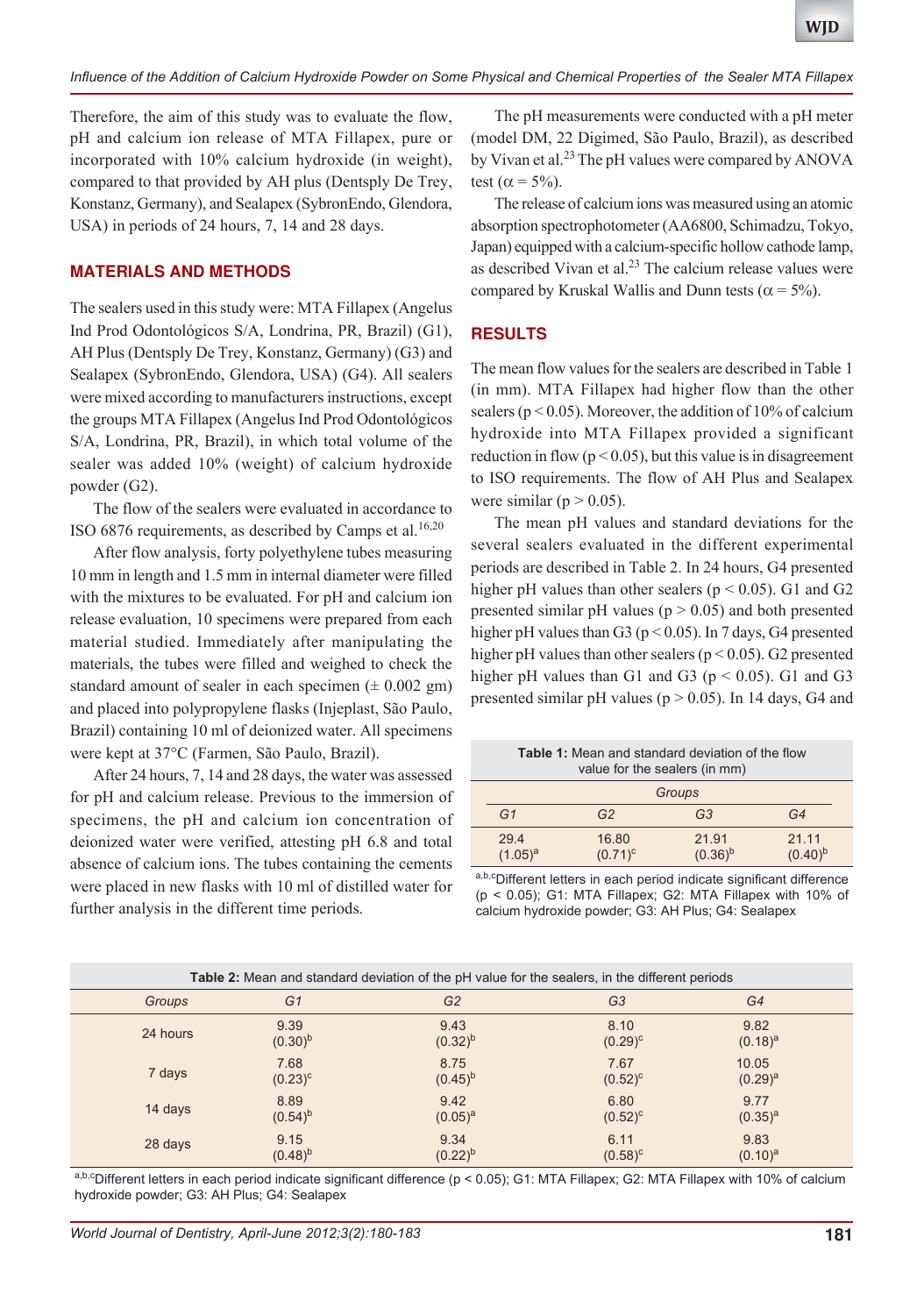Therefore, the aim of this study was to evaluate the flow, pH and calcium ion release of MTA Fillapex, pure or incorporated with 10% calcium hydroxide (in weight), compared to that provided by AH plus (Dentsply De Trey, Konstanz, Germany), and Sealapex (SybronEndo, Glendora, USA) in periods of 24 hours, 7, 14 and 28 days.

## MATERIALS AND METHODS

The sealers used in this study were: MTA Fillapex (Angelus Ind Prod Odontológicos S/A, Londrina, PR, Brazil) (G1), AH Plus (Dentsply De Trey, Konstanz, Germany) (G3) and Sealapex (SybronEndo, Glendora, USA) (G4). All sealers were mixed according to manufacturers instructions, except the groups MTA Fillapex (Angelus Ind Prod Odontológicos S/A, Londrina, PR, Brazil), in which total volume of the sealer was added 10% (weight) of calcium hydroxide powder (G2).

The flow of the sealers were evaluated in accordance to ISO 6876 requirements, as described by Camps et al.[16,20]

After flow analysis, forty polyethylene tubes measuring 10 mm in length and 1.5 mm in internal diameter were filled with the mixtures to be evaluated. For pH and calcium ion release evaluation, 10 specimens were prepared from each material studied. Immediately after manipulating the materials, the tubes were filled and weighed to check the standard amount of sealer in each specimen (± 0.002 gm) and placed into polypropylene flasks (Injeplast, São Paulo, Brazil) containing 10 ml of deionized water. All specimens were kept at 37°C (Farmen, São Paulo, Brazil).

After 24 hours, 7, 14 and 28 days, the water was assessed for pH and calcium release. Previous to the immersion of specimens, the pH and calcium ion concentration of deionized water were verified, attesting pH 6.8 and total absence of calcium ions. The tubes containing the cements were placed in new flasks with 10 ml of distilled water for further analysis in the different time periods.

The pH measurements were conducted with a pH meter (model DM, 22 Digimed, São Paulo, Brazil), as described by Vivan et al.[23] The pH values were compared by ANOVA test ($\alpha = 5\%$).

The release of calcium ions was measured using an atomic absorption spectrophotometer (AA6800, Schimadzu, Tokyo, Japan) equipped with a calcium-specific hollow cathode lamp, as described Vivan et al.[23] The calcium release values were compared by Kruskal Wallis and Dunn tests ($\alpha = 5\%$).

## RESULTS

The mean flow values for the sealers are described in Table 1 (in mm). MTA Fillapex had higher flow than the other sealers ($p < 0.05$). Moreover, the addition of 10% of calcium hydroxide into MTA Fillapex provided a significant reduction in flow ($p < 0.05$), but this value is in disagreement to ISO requirements. The flow of AH Plus and Sealapex were similar ($p > 0.05$).

The mean pH values and standard deviations for the several sealers evaluated in the different experimental periods are described in Table 2. In 24 hours, G4 presented higher pH values than other sealers ($p < 0.05$). G1 and G2 presented similar pH values ($p > 0.05$) and both presented higher pH values than G3 ($p < 0.05$). In 7 days, G4 presented higher pH values than other sealers ($p < 0.05$). G2 presented higher pH values than G1 and G3 ($p < 0.05$). G1 and G3 presented similar pH values ($p > 0.05$). In 14 days, G4 and

**Table 1:** Mean and standard deviation of the flow value for the sealers (in mm)

| Groups | | | |
|---|---|---|---|
| G1 | G2 | G3 | G4 |
| 29.4 (1.05)[a] | 16.80 (0.71)[c] | 21.91 (0.36)[b] | 21.11 (0.40)[b] |

[a,b,c]Different letters in each period indicate significant difference ($p < 0.05$); G1: MTA Fillapex; G2: MTA Fillapex with 10% of calcium hydroxide powder; G3: AH Plus; G4: Sealapex

**Table 2:** Mean and standard deviation of the pH value for the sealers, in the different periods

| Groups | G1 | G2 | G3 | G4 |
|---|---|---|---|---|
| 24 hours | 9.39 (0.30)[b] | 9.43 (0.32)[b] | 8.10 (0.29)[c] | 9.82 (0.18)[a] |
| 7 days | 7.68 (0.23)[c] | 8.75 (0.45)[b] | 7.67 (0.52)[c] | 10.05 (0.29)[a] |
| 14 days | 8.89 (0.54)[b] | 9.42 (0.05)[a] | 6.80 (0.52)[c] | 9.77 (0.35)[a] |
| 28 days | 9.15 (0.48)[b] | 9.34 (0.22)[b] | 6.11 (0.58)[c] | 9.83 (0.10)[a] |

[a,b,c]Different letters in each period indicate significant difference ($p < 0.05$); G1: MTA Fillapex; G2: MTA Fillapex with 10% of calcium hydroxide powder; G3: AH Plus; G4: Sealapex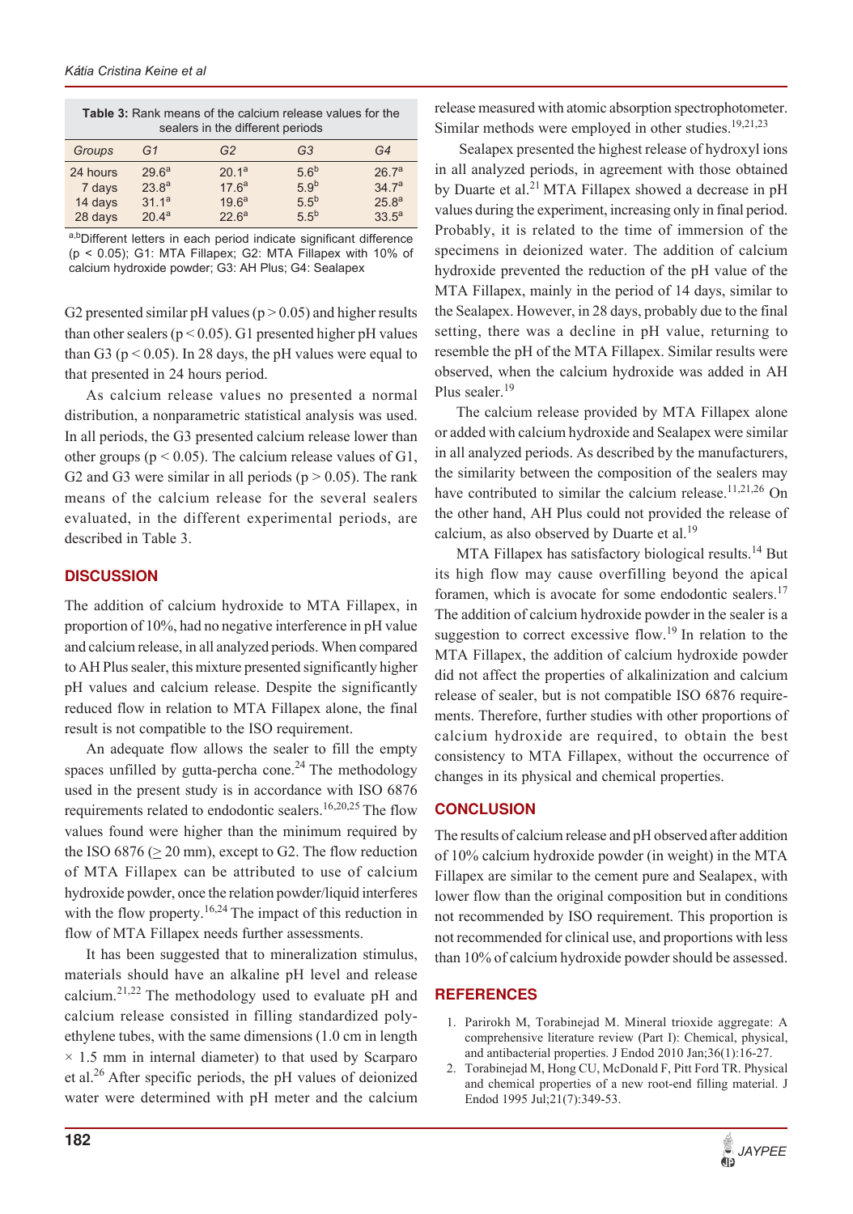**Table 3:** Rank means of the calcium release values for the sealers in the different periods

| Groups | G1 | G2 | G3 | G4 |
|---|---|---|---|---|
| 24 hours | 29.6[a] | 20.1[a] | 5.6[b] | 26.7[a] |
| 7 days | 23.8[a] | 17.6[a] | 5.9[b] | 34.7[a] |
| 14 days | 31.1[a] | 19.6[a] | 5.5[b] | 25.8[a] |
| 28 days | 20.4[a] | 22.6[a] | 5.5[b] | 33.5[a] |

[a,b]Different letters in each period indicate significant difference ($p < 0.05$); G1: MTA Fillapex; G2: MTA Fillapex with 10% of calcium hydroxide powder; G3: AH Plus; G4: Sealapex

G2 presented similar pH values ($p > 0.05$) and higher results than other sealers ($p < 0.05$). G1 presented higher pH values than G3 ($p < 0.05$). In 28 days, the pH values were equal to that presented in 24 hours period.

As calcium release values no presented a normal distribution, a nonparametric statistical analysis was used. In all periods, the G3 presented calcium release lower than other groups ($p < 0.05$). The calcium release values of G1, G2 and G3 were similar in all periods ($p > 0.05$). The rank means of the calcium release for the several sealers evaluated, in the different experimental periods, are described in Table 3.

## DISCUSSION

The addition of calcium hydroxide to MTA Fillapex, in proportion of 10%, had no negative interference in pH value and calcium release, in all analyzed periods. When compared to AH Plus sealer, this mixture presented significantly higher pH values and calcium release. Despite the significantly reduced flow in relation to MTA Fillapex alone, the final result is not compatible to the ISO requirement.

An adequate flow allows the sealer to fill the empty spaces unfilled by gutta-percha cone.[24] The methodology used in the present study is in accordance with ISO 6876 requirements related to endodontic sealers.[16,20,25] The flow values found were higher than the minimum required by the ISO 6876 ($\geq$ 20 mm), except to G2. The flow reduction of MTA Fillapex can be attributed to use of calcium hydroxide powder, once the relation powder/liquid interferes with the flow property.[16,24] The impact of this reduction in flow of MTA Fillapex needs further assessments.

It has been suggested that to mineralization stimulus, materials should have an alkaline pH level and release calcium.[21,22] The methodology used to evaluate pH and calcium release consisted in filling standardized polyethylene tubes, with the same dimensions (1.0 cm in length $\times$ 1.5 mm in internal diameter) to that used by Scarparo et al.[26] After specific periods, the pH values of deionized water were determined with pH meter and the calcium release measured with atomic absorption spectrophotometer. Similar methods were employed in other studies.[19,21,23]

Sealapex presented the highest release of hydroxyl ions in all analyzed periods, in agreement with those obtained by Duarte et al.[21] MTA Fillapex showed a decrease in pH values during the experiment, increasing only in final period. Probably, it is related to the time of immersion of the specimens in deionized water. The addition of calcium hydroxide prevented the reduction of the pH value of the MTA Fillapex, mainly in the period of 14 days, similar to the Sealapex. However, in 28 days, probably due to the final setting, there was a decline in pH value, returning to resemble the pH of the MTA Fillapex. Similar results were observed, when the calcium hydroxide was added in AH Plus sealer.[19]

The calcium release provided by MTA Fillapex alone or added with calcium hydroxide and Sealapex were similar in all analyzed periods. As described by the manufacturers, the similarity between the composition of the sealers may have contributed to similar the calcium release.[11,21,26] On the other hand, AH Plus could not provided the release of calcium, as also observed by Duarte et al.[19]

MTA Fillapex has satisfactory biological results.[14] But its high flow may cause overfilling beyond the apical foramen, which is avocate for some endodontic sealers.[17] The addition of calcium hydroxide powder in the sealer is a suggestion to correct excessive flow.[19] In relation to the MTA Fillapex, the addition of calcium hydroxide powder did not affect the properties of alkalinization and calcium release of sealer, but is not compatible ISO 6876 requirements. Therefore, further studies with other proportions of calcium hydroxide are required, to obtain the best consistency to MTA Fillapex, without the occurrence of changes in its physical and chemical properties.

## CONCLUSION

The results of calcium release and pH observed after addition of 10% calcium hydroxide powder (in weight) in the MTA Fillapex are similar to the cement pure and Sealapex, with lower flow than the original composition but in conditions not recommended by ISO requirement. This proportion is not recommended for clinical use, and proportions with less than 10% of calcium hydroxide powder should be assessed.

## REFERENCES

1. Parirokh M, Torabinejad M. Mineral trioxide aggregate: A comprehensive literature review (Part I): Chemical, physical, and antibacterial properties. J Endod 2010 Jan;36(1):16-27.
2. Torabinejad M, Hong CU, McDonald F, Pitt Ford TR. Physical and chemical properties of a new root-end filling material. J Endod 1995 Jul;21(7):349-53.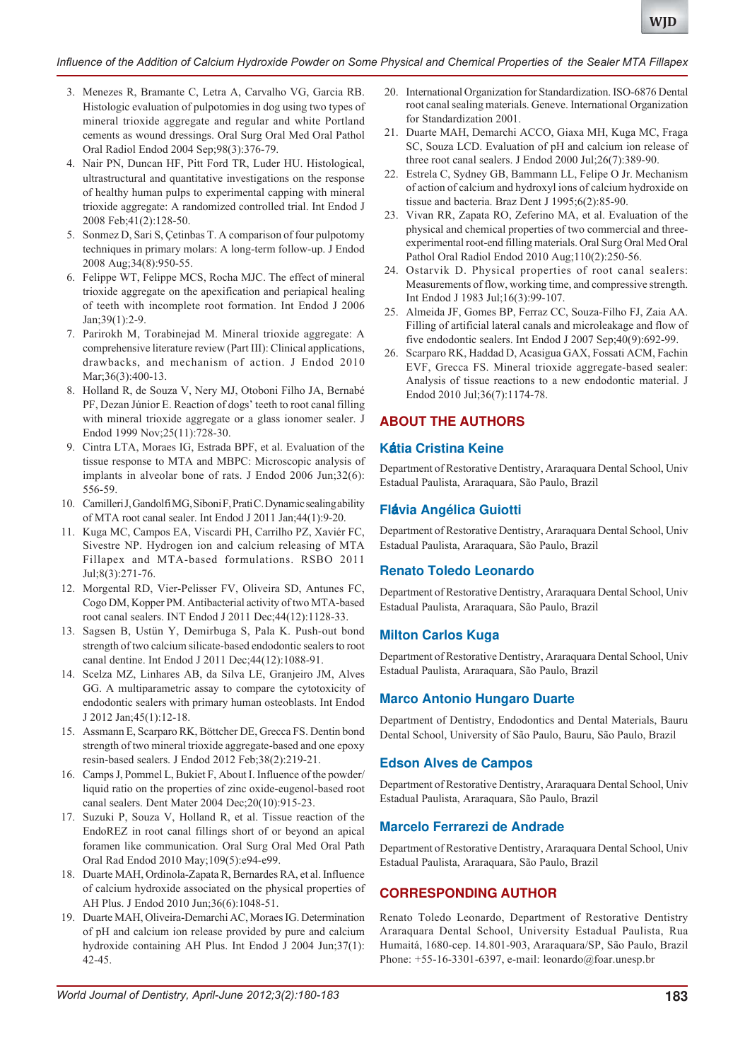3. Menezes R, Bramante C, Letra A, Carvalho VG, Garcia RB. Histologic evaluation of pulpotomies in dog using two types of mineral trioxide aggregate and regular and white Portland cements as wound dressings. Oral Surg Oral Med Oral Pathol Oral Radiol Endod 2004 Sep;98(3):376-79.
4. Nair PN, Duncan HF, Pitt Ford TR, Luder HU. Histological, ultrastructural and quantitative investigations on the response of healthy human pulps to experimental capping with mineral trioxide aggregate: A randomized controlled trial. Int Endod J 2008 Feb;41(2):128-50.
5. Sonmez D, Sari S, Çetinbas T. A comparison of four pulpotomy techniques in primary molars: A long-term follow-up. J Endod 2008 Aug;34(8):950-55.
6. Felippe WT, Felippe MCS, Rocha MJC. The effect of mineral trioxide aggregate on the apexification and periapical healing of teeth with incomplete root formation. Int Endod J 2006 Jan;39(1):2-9.
7. Parirokh M, Torabinejad M. Mineral trioxide aggregate: A comprehensive literature review (Part III): Clinical applications, drawbacks, and mechanism of action. J Endod 2010 Mar;36(3):400-13.
8. Holland R, de Souza V, Nery MJ, Otoboni Filho JA, Bernabé PF, Dezan Júnior E. Reaction of dogs' teeth to root canal filling with mineral trioxide aggregate or a glass ionomer sealer. J Endod 1999 Nov;25(11):728-30.
9. Cintra LTA, Moraes IG, Estrada BPF, et al. Evaluation of the tissue response to MTA and MBPC: Microscopic analysis of implants in alveolar bone of rats. J Endod 2006 Jun;32(6): 556-59.
10. Camilleri J, Gandolfi MG, Siboni F, Prati C. Dynamic sealing ability of MTA root canal sealer. Int Endod J 2011 Jan;44(1):9-20.
11. Kuga MC, Campos EA, Viscardi PH, Carrilho PZ, Xaviér FC, Sivestre NP. Hydrogen ion and calcium releasing of MTA Fillapex and MTA-based formulations. RSBO 2011 Jul;8(3):271-76.
12. Morgental RD, Vier-Pelisser FV, Oliveira SD, Antunes FC, Cogo DM, Kopper PM. Antibacterial activity of two MTA-based root canal sealers. INT Endod J 2011 Dec;44(12):1128-33.
13. Sagsen B, Ustün Y, Demirbuga S, Pala K. Push-out bond strength of two calcium silicate-based endodontic sealers to root canal dentine. Int Endod J 2011 Dec;44(12):1088-91.
14. Scelza MZ, Linhares AB, da Silva LE, Granjeiro JM, Alves GG. A multiparametric assay to compare the cytotoxicity of endodontic sealers with primary human osteoblasts. Int Endod J 2012 Jan;45(1):12-18.
15. Assmann E, Scarparo RK, Böttcher DE, Grecca FS. Dentin bond strength of two mineral trioxide aggregate-based and one epoxy resin-based sealers. J Endod 2012 Feb;38(2):219-21.
16. Camps J, Pommel L, Bukiet F, About I. Influence of the powder/liquid ratio on the properties of zinc oxide-eugenol-based root canal sealers. Dent Mater 2004 Dec;20(10):915-23.
17. Suzuki P, Souza V, Holland R, et al. Tissue reaction of the EndoREZ in root canal fillings short of or beyond an apical foramen like communication. Oral Surg Oral Med Oral Path Oral Rad Endod 2010 May;109(5):e94-e99.
18. Duarte MAH, Ordinola-Zapata R, Bernardes RA, et al. Influence of calcium hydroxide associated on the physical properties of AH Plus. J Endod 2010 Jun;36(6):1048-51.
19. Duarte MAH, Oliveira-Demarchi AC, Moraes IG. Determination of pH and calcium ion release provided by pure and calcium hydroxide containing AH Plus. Int Endod J 2004 Jun;37(1): 42-45.
20. International Organization for Standardization. ISO-6876 Dental root canal sealing materials. Geneve. International Organization for Standardization 2001.
21. Duarte MAH, Demarchi ACCO, Giaxa MH, Kuga MC, Fraga SC, Souza LCD. Evaluation of pH and calcium ion release of three root canal sealers. J Endod 2000 Jul;26(7):389-90.
22. Estrela C, Sydney GB, Bammann LL, Felipe O Jr. Mechanism of action of calcium and hydroxyl ions of calcium hydroxide on tissue and bacteria. Braz Dent J 1995;6(2):85-90.
23. Vivan RR, Zapata RO, Zeferino MA, et al. Evaluation of the physical and chemical properties of two commercial and three-experimental root-end filling materials. Oral Surg Oral Med Oral Pathol Oral Radiol Endod 2010 Aug;110(2):250-56.
24. Ostarvik D. Physical properties of root canal sealers: Measurements of flow, working time, and compressive strength. Int Endod J 1983 Jul;16(3):99-107.
25. Almeida JF, Gomes BP, Ferraz CC, Souza-Filho FJ, Zaia AA. Filling of artificial lateral canals and microleakage and flow of five endodontic sealers. Int Endod J 2007 Sep;40(9):692-99.
26. Scarparo RK, Haddad D, Acasigua GAX, Fossati ACM, Fachin EVF, Grecca FS. Mineral trioxide aggregate-based sealer: Analysis of tissue reactions to a new endodontic material. J Endod 2010 Jul;36(7):1174-78.

## ABOUT THE AUTHORS

### Kátia Cristina Keine

Department of Restorative Dentistry, Araraquara Dental School, Univ Estadual Paulista, Araraquara, São Paulo, Brazil

### Flávia Angélica Guiotti

Department of Restorative Dentistry, Araraquara Dental School, Univ Estadual Paulista, Araraquara, São Paulo, Brazil

### Renato Toledo Leonardo

Department of Restorative Dentistry, Araraquara Dental School, Univ Estadual Paulista, Araraquara, São Paulo, Brazil

### Milton Carlos Kuga

Department of Restorative Dentistry, Araraquara Dental School, Univ Estadual Paulista, Araraquara, São Paulo, Brazil

### Marco Antonio Hungaro Duarte

Department of Dentistry, Endodontics and Dental Materials, Bauru Dental School, University of São Paulo, Bauru, São Paulo, Brazil

### Edson Alves de Campos

Department of Restorative Dentistry, Araraquara Dental School, Univ Estadual Paulista, Araraquara, São Paulo, Brazil

### Marcelo Ferrarezi de Andrade

Department of Restorative Dentistry, Araraquara Dental School, Univ Estadual Paulista, Araraquara, São Paulo, Brazil

## CORRESPONDING AUTHOR

Renato Toledo Leonardo, Department of Restorative Dentistry Araraquara Dental School, University Estadual Paulista, Rua Humaitá, 1680-cep. 14.801-903, Araraquara/SP, São Paulo, Brazil Phone: +55-16-3301-6397, e-mail: leonardo@foar.unesp.br